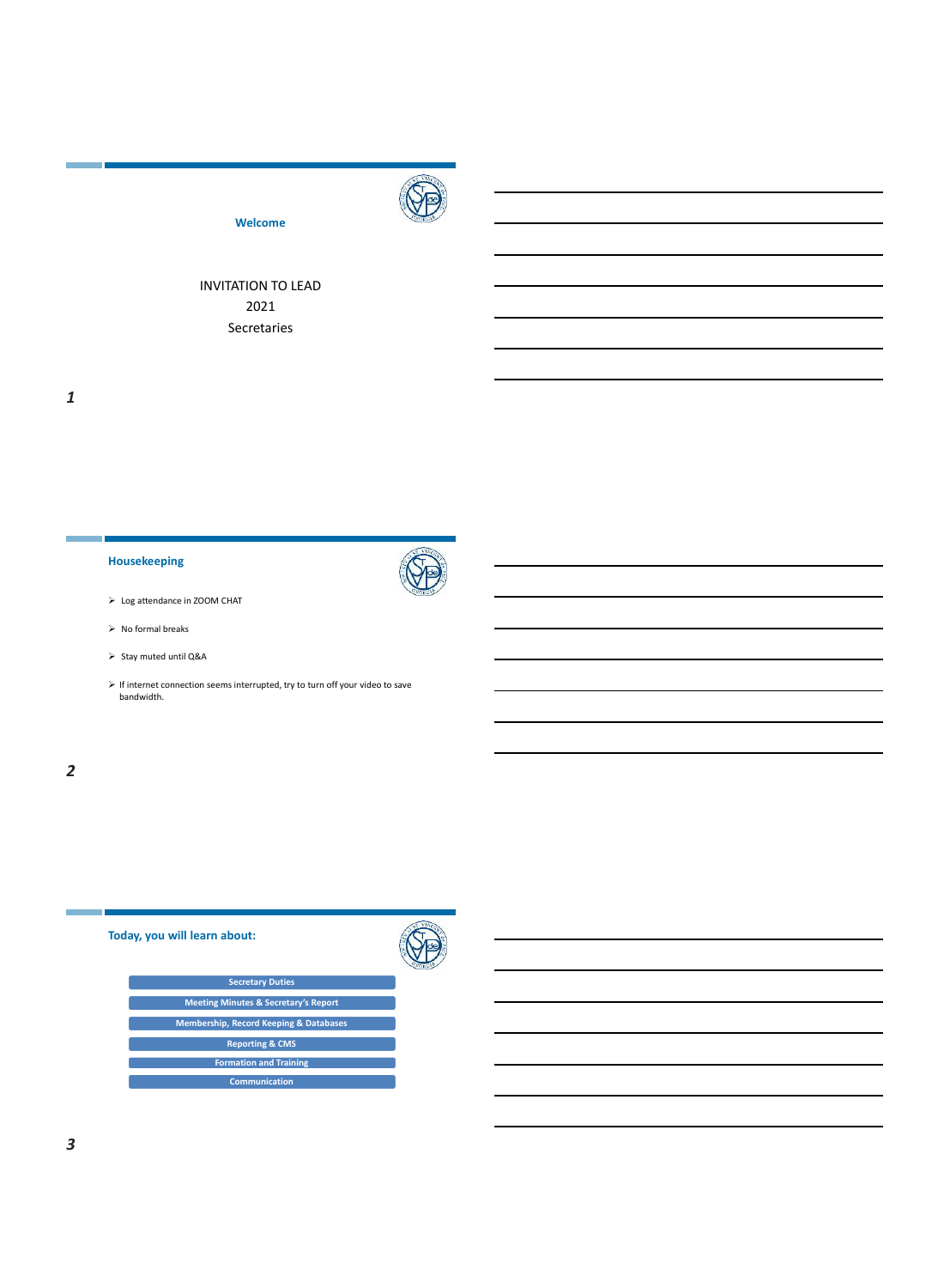## Welcome

INVITATION TO LEAD
2021
Secretaries

## Housekeeping

- Log attendance in ZOOM CHAT
- No formal breaks
- Stay muted until Q&A
- If internet connection seems interrupted, try to turn off your video to save bandwidth.

## Today, you will learn about:

- Secretary Duties
- Meeting Minutes & Secretary's Report
- Membership, Record Keeping & Databases
- Reporting & CMS
- Formation and Training
- Communication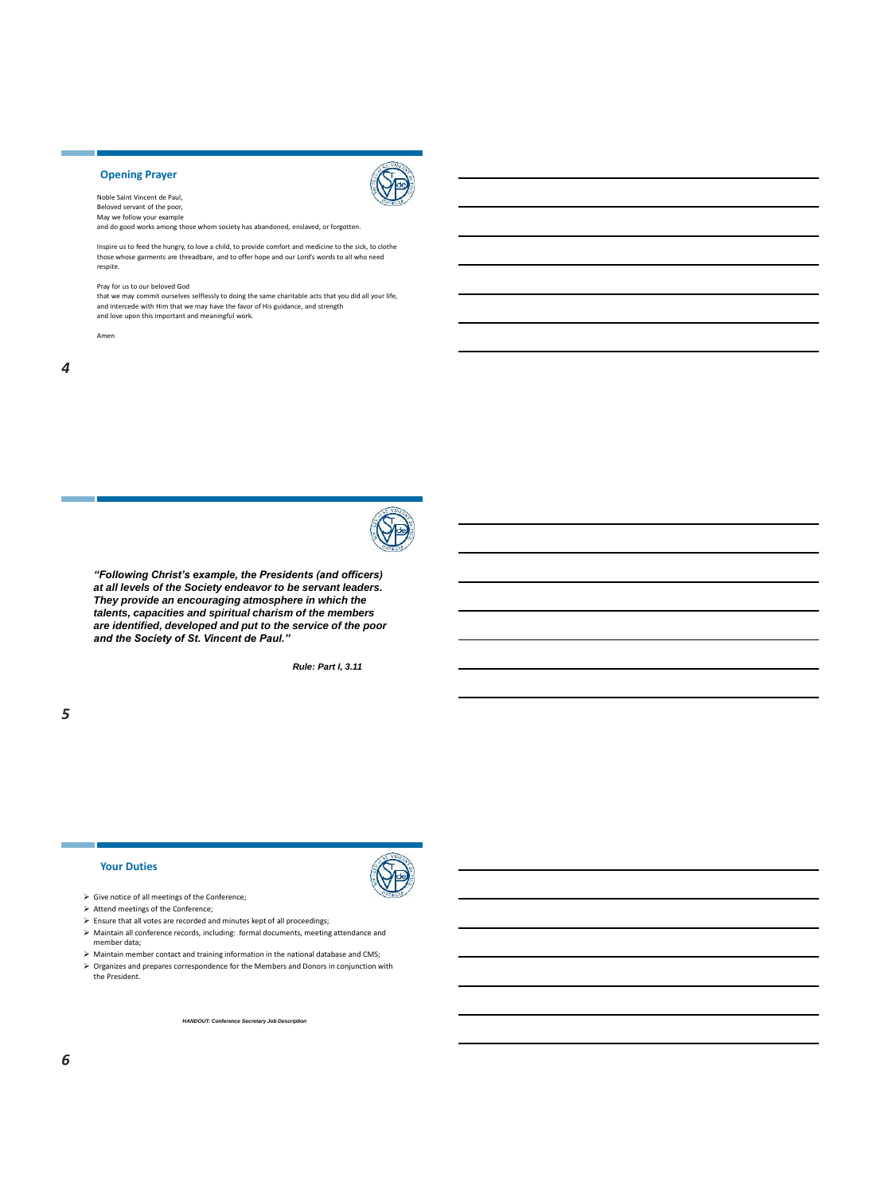## Opening Prayer

Noble Saint Vincent de Paul,
Beloved servant of the poor,
May we follow your example
and do good works among those whom society has abandoned, enslaved, or forgotten.

Inspire us to feed the hungry, to love a child, to provide comfort and medicine to the sick, to clothe those whose garments are threadbare, and to offer hope and our Lord's words to all who need respite.

Pray for us to our beloved God
that we may commit ourselves selflessly to doing the same charitable acts that you did all your life, and intercede with Him that we may have the favor of His guidance, and strength
and love upon this important and meaningful work.

Amen

***"Following Christ's example, the Presidents (and officers) at all levels of the Society endeavor to be servant leaders. They provide an encouraging atmosphere in which the talents, capacities and spiritual charism of the members are identified, developed and put to the service of the poor and the Society of St. Vincent de Paul."***

***Rule: Part I, 3.11***

## Your Duties

- Give notice of all meetings of the Conference;
- Attend meetings of the Conference;
- Ensure that all votes are recorded and minutes kept of all proceedings;
- Maintain all conference records, including: formal documents, meeting attendance and member data;
- Maintain member contact and training information in the national database and CMS;
- Organizes and prepares correspondence for the Members and Donors in conjunction with the President.

***HANDOUT: Conference Secretary Job Description***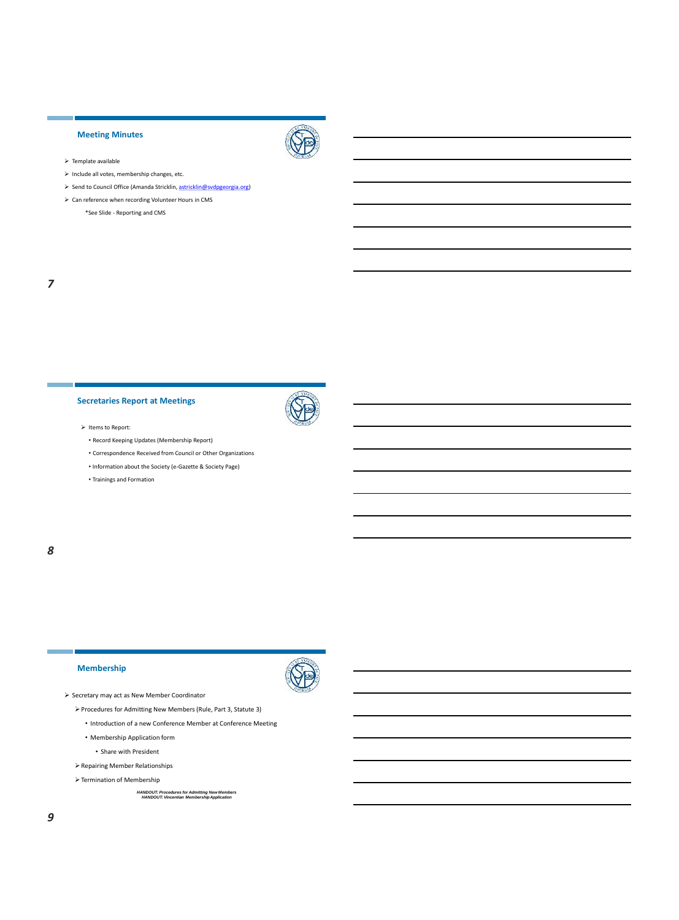## Meeting Minutes

- Template available
- Include all votes, membership changes, etc.
- Send to Council Office (Amanda Stricklin, astricklin@svdpgeorgia.org)
- Can reference when recording Volunteer Hours in CMS

  *See Slide - Reporting and CMS

## Secretaries Report at Meetings

- Items to Report:
  - Record Keeping Updates (Membership Report)
  - Correspondence Received from Council or Other Organizations
  - Information about the Society (e-Gazette & Society Page)
  - Trainings and Formation

## Membership

- Secretary may act as New Member Coordinator
  - Procedures for Admitting New Members (Rule, Part 3, Statute 3)
    - Introduction of a new Conference Member at Conference Meeting
    - Membership Application form
      - Share with President
  - Repairing Member Relationships
  - Termination of Membership

***HANDOUT: Procedures for Admitting New Members***
***HANDOUT: Vincentian Membership Application***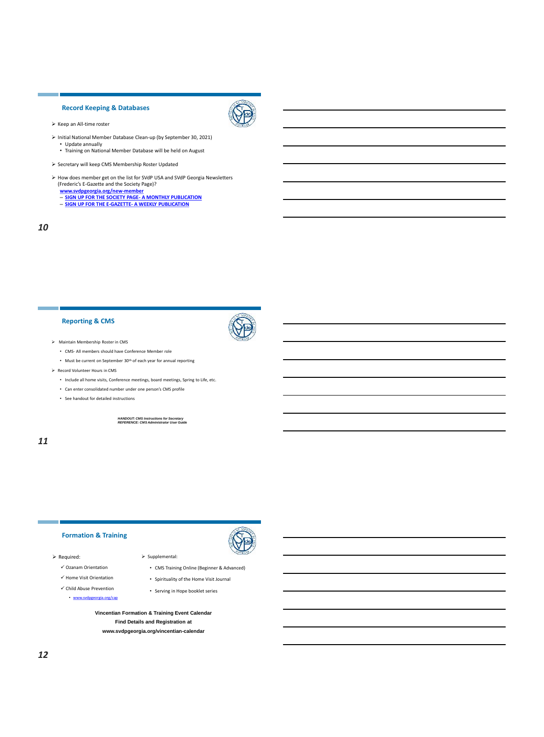## Record Keeping & Databases

- Keep an All-time roster
- Initial National Member Database Clean-up (by September 30, 2021)
  - Update annually
  - Training on National Member Database will be held on August
- Secretary will keep CMS Membership Roster Updated
- How does member get on the list for SVdP USA and SVdP Georgia Newsletters (Frederic's E-Gazette and the Society Page)?
  **www.svdpgeorgia.org/new-member**
  - **SIGN UP FOR THE SOCIETY PAGE- A MONTHLY PUBLICATION**
  - **SIGN UP FOR THE E-GAZETTE- A WEEKLY PUBLICATION**

*10*

## Reporting & CMS

- Maintain Membership Roster in CMS
  - CMS- All members should have Conference Member role
  - Must be current on September 30th of each year for annual reporting
- Record Volunteer Hours in CMS
  - Include all home visits, Conference meetings, board meetings, Spring to Life, etc.
  - Can enter consolidated number under one person's CMS profile
  - See handout for detailed instructions

***HANDOUT: CMS Instructions for Secretary***
***REFERENCE: CMS Administrator User Guide***

*11*

## Formation & Training

- Required:
  - ✓ Ozanam Orientation
  - ✓ Home Visit Orientation
  - ✓ Child Abuse Prevention
    - www.svdpgeorgia.org/cap
- Supplemental:
  - CMS Training Online (Beginner & Advanced)
  - Spirituality of the Home Visit Journal
  - Serving in Hope booklet series

**Vincentian Formation & Training Event Calendar**
**Find Details and Registration at**
**www.svdpgeorgia.org/vincentian-calendar**

*12*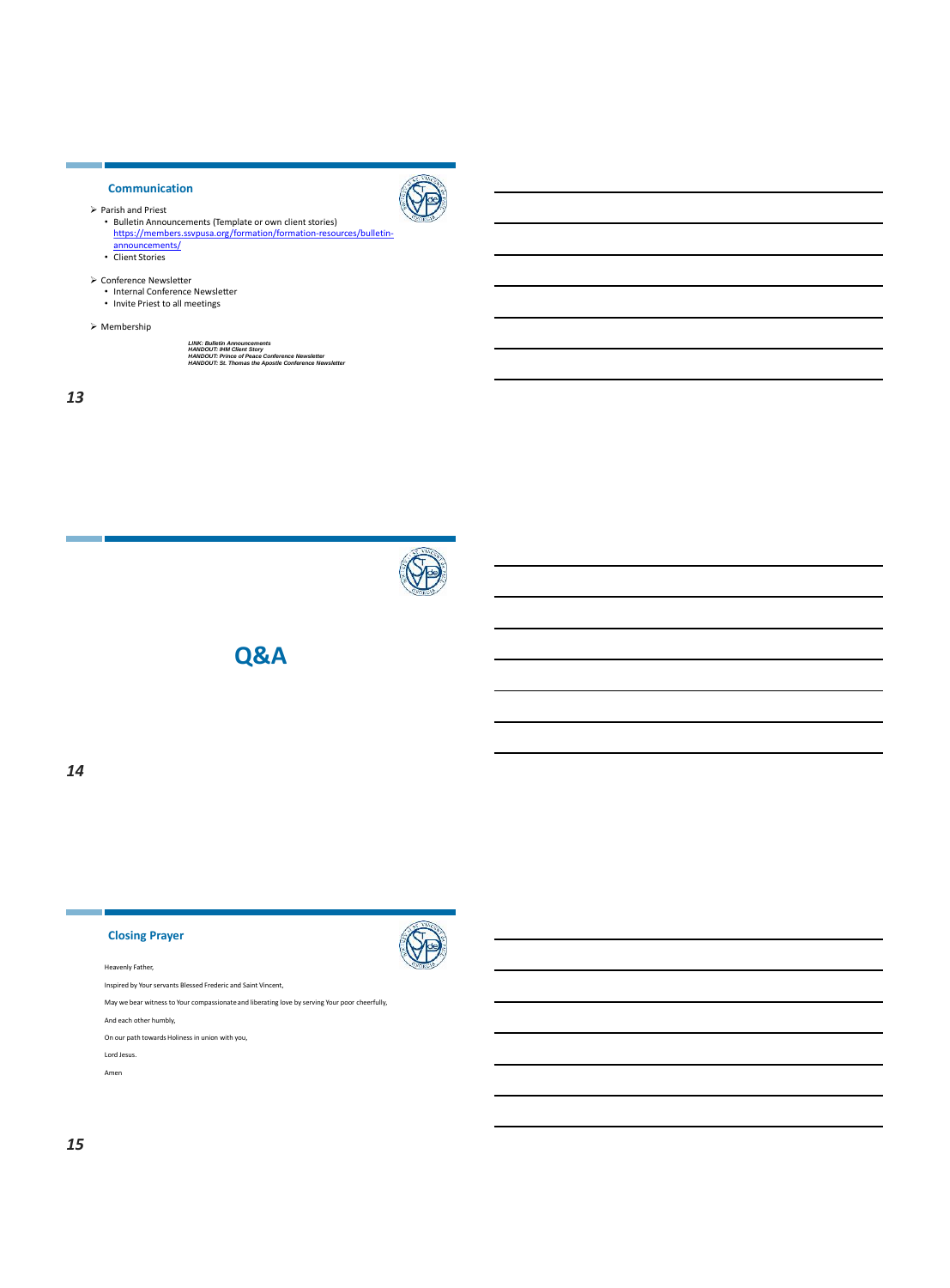## Communication

- Parish and Priest
  - Bulletin Announcements (Template or own client stories) https://members.ssvpusa.org/formation/formation-resources/bulletin-announcements/
  - Client Stories
- Conference Newsletter
  - Internal Conference Newsletter
  - Invite Priest to all meetings
- Membership

*LINK: Bulletin Announcements*
*HANDOUT: IHM Client Story*
*HANDOUT: Prince of Peace Conference Newsletter*
*HANDOUT: St. Thomas the Apostle Conference Newsletter*

## Q&A

## Closing Prayer

Heavenly Father,

Inspired by Your servants Blessed Frederic and Saint Vincent,

May we bear witness to Your compassionate and liberating love by serving Your poor cheerfully,

And each other humbly,

On our path towards Holiness in union with you,

Lord Jesus.

Amen